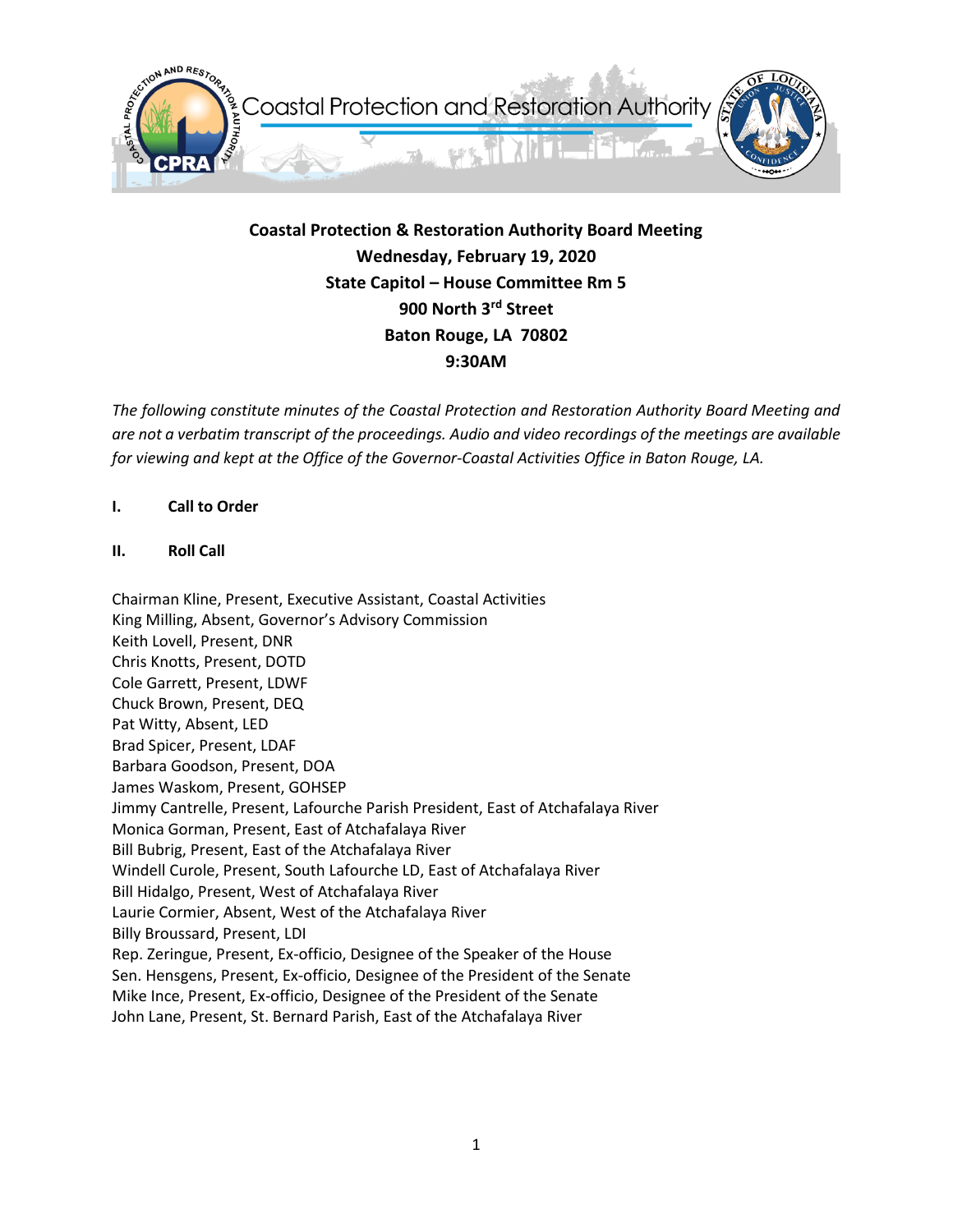# Coastal Protection & Restoration Authority Board Meeting

**Wednesday, February 19, 2020**
**State Capitol – House Committee Rm 5**
**900 North 3rd Street**
**Baton Rouge, LA 70802**
**9:30AM**

*The following constitute minutes of the Coastal Protection and Restoration Authority Board Meeting and are not a verbatim transcript of the proceedings. Audio and video recordings of the meetings are available for viewing and kept at the Office of the Governor-Coastal Activities Office in Baton Rouge, LA.*

## I. Call to Order

## II. Roll Call

Chairman Kline, Present, Executive Assistant, Coastal Activities
King Milling, Absent, Governor's Advisory Commission
Keith Lovell, Present, DNR
Chris Knotts, Present, DOTD
Cole Garrett, Present, LDWF
Chuck Brown, Present, DEQ
Pat Witty, Absent, LED
Brad Spicer, Present, LDAF
Barbara Goodson, Present, DOA
James Waskom, Present, GOHSEP
Jimmy Cantrelle, Present, Lafourche Parish President, East of Atchafalaya River
Monica Gorman, Present, East of Atchafalaya River
Bill Bubrig, Present, East of the Atchafalaya River
Windell Curole, Present, South Lafourche LD, East of Atchafalaya River
Bill Hidalgo, Present, West of Atchafalaya River
Laurie Cormier, Absent, West of the Atchafalaya River
Billy Broussard, Present, LDI
Rep. Zeringue, Present, Ex-officio, Designee of the Speaker of the House
Sen. Hensgens, Present, Ex-officio, Designee of the President of the Senate
Mike Ince, Present, Ex-officio, Designee of the President of the Senate
John Lane, Present, St. Bernard Parish, East of the Atchafalaya River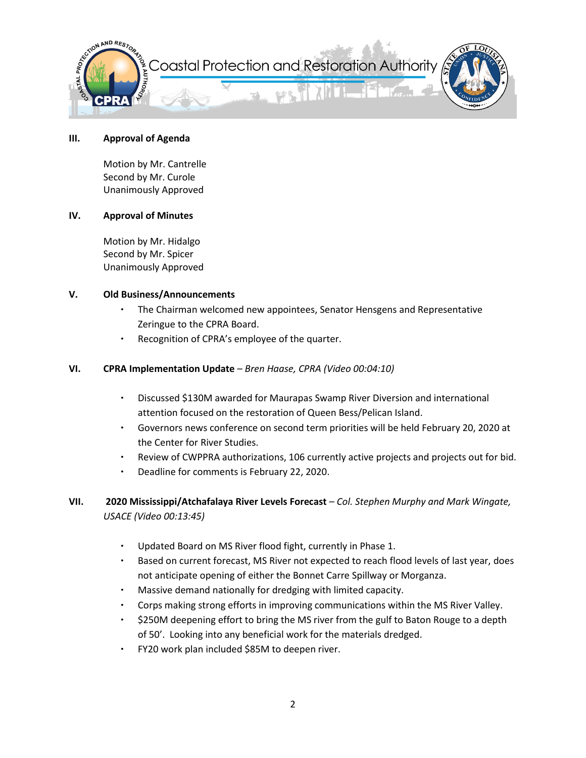### III. Approval of Agenda

Motion by Mr. Cantrelle
Second by Mr. Curole
Unanimously Approved

### IV. Approval of Minutes

Motion by Mr. Hidalgo
Second by Mr. Spicer
Unanimously Approved

### V. Old Business/Announcements

- The Chairman welcomed new appointees, Senator Hensgens and Representative Zeringue to the CPRA Board.
- Recognition of CPRA's employee of the quarter.

### VI. CPRA Implementation Update – *Bren Haase, CPRA (Video 00:04:10)*

- Discussed $130M awarded for Maurapas Swamp River Diversion and international attention focused on the restoration of Queen Bess/Pelican Island.
- Governors news conference on second term priorities will be held February 20, 2020 at the Center for River Studies.
- Review of CWPPRA authorizations, 106 currently active projects and projects out for bid.
- Deadline for comments is February 22, 2020.

### VII. 2020 Mississippi/Atchafalaya River Levels Forecast – *Col. Stephen Murphy and Mark Wingate, USACE (Video 00:13:45)*

- Updated Board on MS River flood fight, currently in Phase 1.
- Based on current forecast, MS River not expected to reach flood levels of last year, does not anticipate opening of either the Bonnet Carre Spillway or Morganza.
- Massive demand nationally for dredging with limited capacity.
- Corps making strong efforts in improving communications within the MS River Valley.
- $250M deepening effort to bring the MS river from the gulf to Baton Rouge to a depth of 50'. Looking into any beneficial work for the materials dredged.
- FY20 work plan included $85M to deepen river.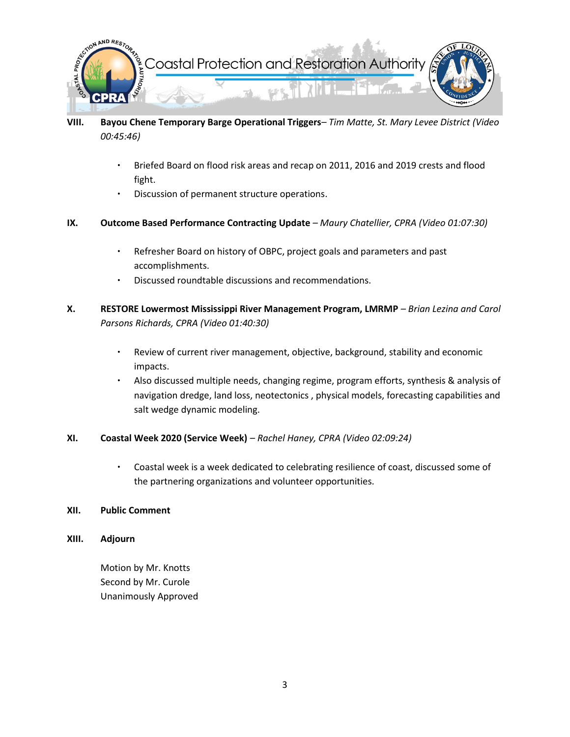**VIII. Bayou Chene Temporary Barge Operational Triggers**– *Tim Matte, St. Mary Levee District (Video 00:45:46)*

- Briefed Board on flood risk areas and recap on 2011, 2016 and 2019 crests and flood fight.
- Discussion of permanent structure operations.

**IX. Outcome Based Performance Contracting Update** – *Maury Chatellier, CPRA (Video 01:07:30)*

- Refresher Board on history of OBPC, project goals and parameters and past accomplishments.
- Discussed roundtable discussions and recommendations.

**X. RESTORE Lowermost Mississippi River Management Program, LMRMP** – *Brian Lezina and Carol Parsons Richards, CPRA (Video 01:40:30)*

- Review of current river management, objective, background, stability and economic impacts.
- Also discussed multiple needs, changing regime, program efforts, synthesis & analysis of navigation dredge, land loss, neotectonics , physical models, forecasting capabilities and salt wedge dynamic modeling.

**XI. Coastal Week 2020 (Service Week)** – *Rachel Haney, CPRA (Video 02:09:24)*

- Coastal week is a week dedicated to celebrating resilience of coast, discussed some of the partnering organizations and volunteer opportunities.

**XII. Public Comment**

**XIII. Adjourn**

Motion by Mr. Knotts
Second by Mr. Curole
Unanimously Approved